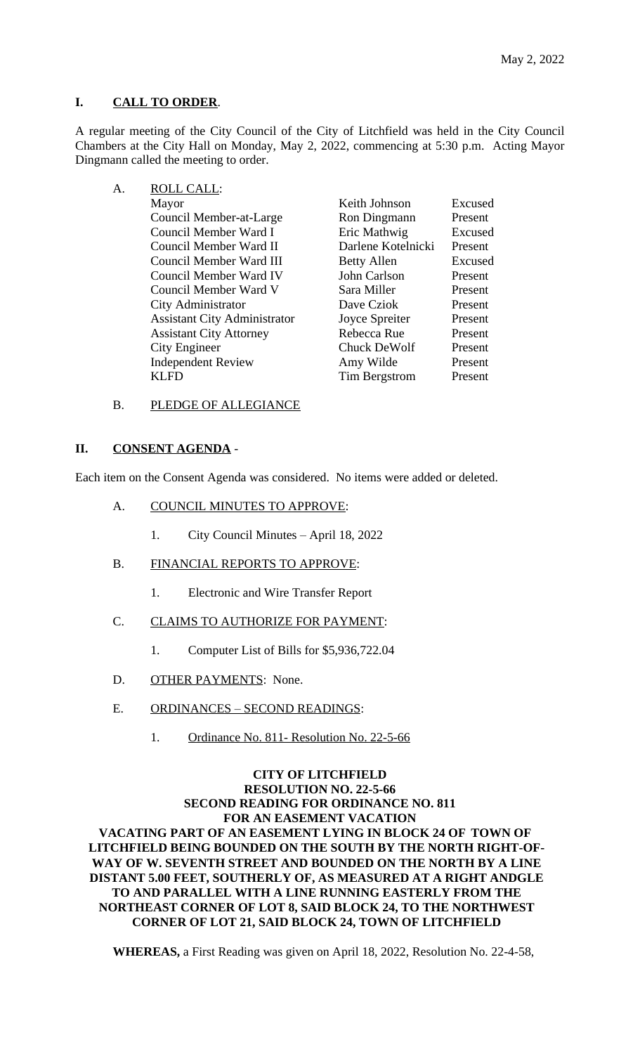May 2, 2022

## I. CALL TO ORDER.

A regular meeting of the City Council of the City of Litchfield was held in the City Council Chambers at the City Hall on Monday, May 2, 2022, commencing at 5:30 p.m. Acting Mayor Dingmann called the meeting to order.

A. ROLL CALL:

| | | |
|---|---|---|
| Mayor | Keith Johnson | Excused |
| Council Member-at-Large | Ron Dingmann | Present |
| Council Member Ward I | Eric Mathwig | Excused |
| Council Member Ward II | Darlene Kotelnicki | Present |
| Council Member Ward III | Betty Allen | Excused |
| Council Member Ward IV | John Carlson | Present |
| Council Member Ward V | Sara Miller | Present |
| City Administrator | Dave Cziok | Present |
| Assistant City Administrator | Joyce Spreiter | Present |
| Assistant City Attorney | Rebecca Rue | Present |
| City Engineer | Chuck DeWolf | Present |
| Independent Review | Amy Wilde | Present |
| KLFD | Tim Bergstrom | Present |

B. PLEDGE OF ALLEGIANCE

## II. CONSENT AGENDA -

Each item on the Consent Agenda was considered. No items were added or deleted.

A. COUNCIL MINUTES TO APPROVE:

1. City Council Minutes – April 18, 2022

B. FINANCIAL REPORTS TO APPROVE:

1. Electronic and Wire Transfer Report

C. CLAIMS TO AUTHORIZE FOR PAYMENT:

1. Computer List of Bills for $5,936,722.04

D. OTHER PAYMENTS: None.

E. ORDINANCES – SECOND READINGS:

1. Ordinance No. 811- Resolution No. 22-5-66

**CITY OF LITCHFIELD**
**RESOLUTION NO. 22-5-66**
**SECOND READING FOR ORDINANCE NO. 811**
**FOR AN EASEMENT VACATION**
**VACATING PART OF AN EASEMENT LYING IN BLOCK 24 OF TOWN OF LITCHFIELD BEING BOUNDED ON THE SOUTH BY THE NORTH RIGHT-OF-WAY OF W. SEVENTH STREET AND BOUNDED ON THE NORTH BY A LINE DISTANT 5.00 FEET, SOUTHERLY OF, AS MEASURED AT A RIGHT ANDGLE TO AND PARALLEL WITH A LINE RUNNING EASTERLY FROM THE NORTHEAST CORNER OF LOT 8, SAID BLOCK 24, TO THE NORTHWEST CORNER OF LOT 21, SAID BLOCK 24, TOWN OF LITCHFIELD**

**WHEREAS,** a First Reading was given on April 18, 2022, Resolution No. 22-4-58,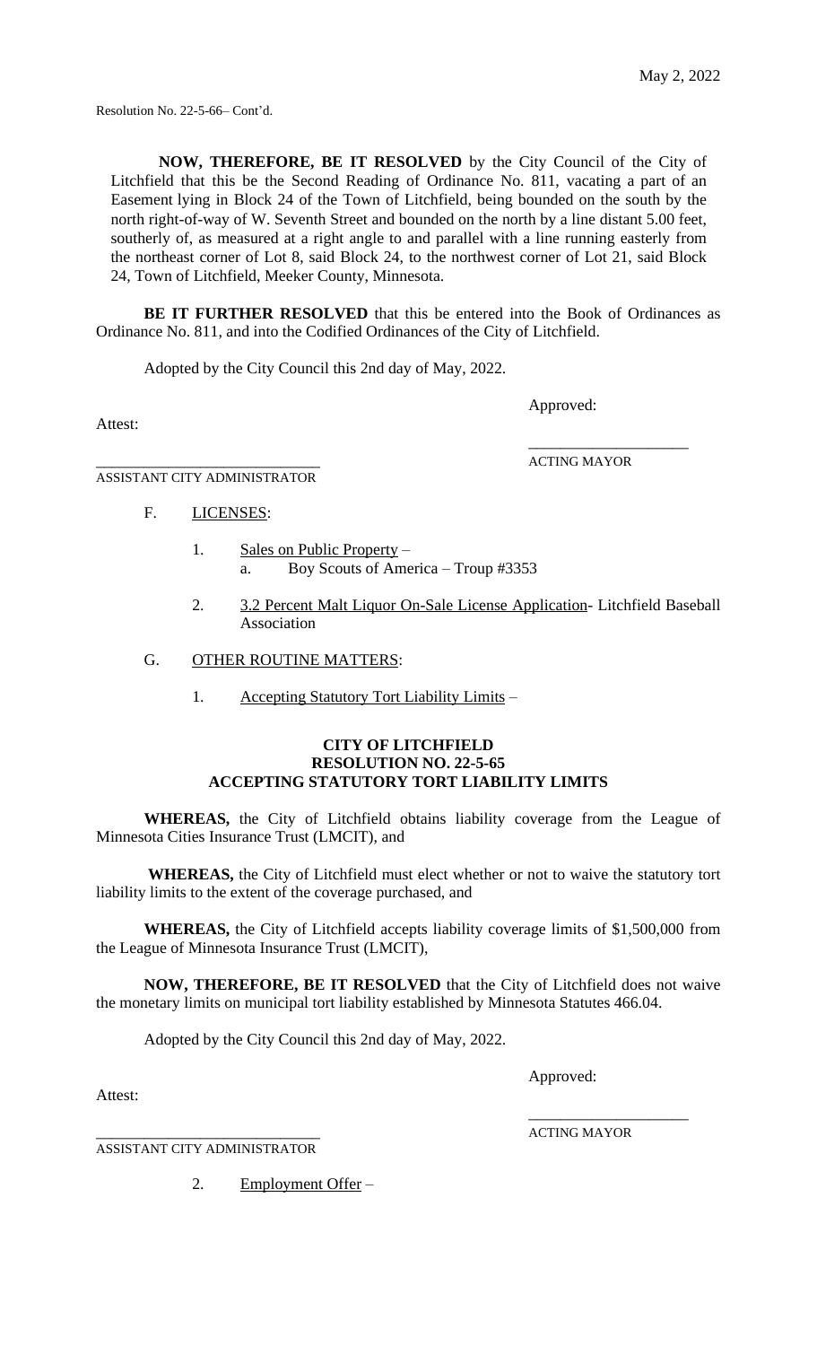Resolution No. 22-5-66– Cont'd.

**NOW, THEREFORE, BE IT RESOLVED** by the City Council of the City of Litchfield that this be the Second Reading of Ordinance No. 811, vacating a part of an Easement lying in Block 24 of the Town of Litchfield, being bounded on the south by the north right-of-way of W. Seventh Street and bounded on the north by a line distant 5.00 feet, southerly of, as measured at a right angle to and parallel with a line running easterly from the northeast corner of Lot 8, said Block 24, to the northwest corner of Lot 21, said Block 24, Town of Litchfield, Meeker County, Minnesota.

**BE IT FURTHER RESOLVED** that this be entered into the Book of Ordinances as Ordinance No. 811, and into the Codified Ordinances of the City of Litchfield.

Adopted by the City Council this 2nd day of May, 2022.

Approved:

Attest:

\_\_\_\_\_\_\_\_\_\_\_\_\_\_\_\_\_\_\_\_
ACTING MAYOR

\_\_\_\_\_\_\_\_\_\_\_\_\_\_\_\_\_\_\_\_\_\_\_\_\_\_\_\_\_\_
ASSISTANT CITY ADMINISTRATOR

F. LICENSES:

1. Sales on Public Property –
   a. Boy Scouts of America – Troup #3353

2. 3.2 Percent Malt Liquor On-Sale License Application- Litchfield Baseball Association

G. OTHER ROUTINE MATTERS:

1. Accepting Statutory Tort Liability Limits –

**CITY OF LITCHFIELD**
**RESOLUTION NO. 22-5-65**
**ACCEPTING STATUTORY TORT LIABILITY LIMITS**

**WHEREAS,** the City of Litchfield obtains liability coverage from the League of Minnesota Cities Insurance Trust (LMCIT), and

**WHEREAS,** the City of Litchfield must elect whether or not to waive the statutory tort liability limits to the extent of the coverage purchased, and

**WHEREAS,** the City of Litchfield accepts liability coverage limits of $1,500,000 from the League of Minnesota Insurance Trust (LMCIT),

**NOW, THEREFORE, BE IT RESOLVED** that the City of Litchfield does not waive the monetary limits on municipal tort liability established by Minnesota Statutes 466.04.

Adopted by the City Council this 2nd day of May, 2022.

Approved:

Attest:

\_\_\_\_\_\_\_\_\_\_\_\_\_\_\_\_\_\_\_\_
ACTING MAYOR

\_\_\_\_\_\_\_\_\_\_\_\_\_\_\_\_\_\_\_\_\_\_\_\_\_\_\_\_\_\_
ASSISTANT CITY ADMINISTRATOR

2. Employment Offer –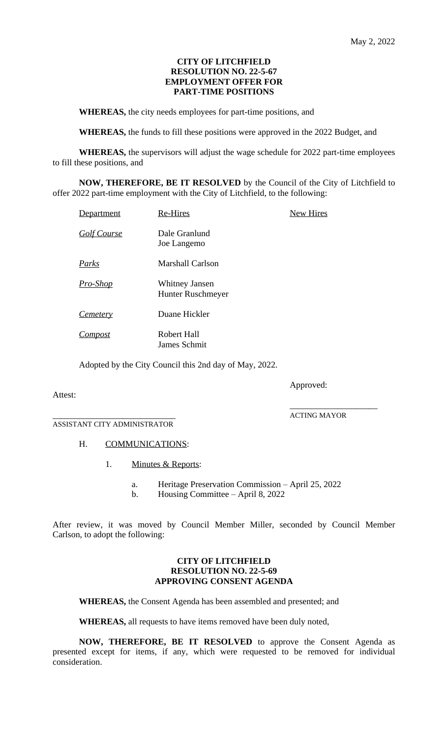May 2, 2022

**CITY OF LITCHFIELD**
**RESOLUTION NO. 22-5-67**
**EMPLOYMENT OFFER FOR**
**PART-TIME POSITIONS**

**WHEREAS,** the city needs employees for part-time positions, and

**WHEREAS,** the funds to fill these positions were approved in the 2022 Budget, and

**WHEREAS,** the supervisors will adjust the wage schedule for 2022 part-time employees to fill these positions, and

**NOW, THEREFORE, BE IT RESOLVED** by the Council of the City of Litchfield to offer 2022 part-time employment with the City of Litchfield, to the following:

| Department | Re-Hires | New Hires |
|---|---|---|
| *Golf Course* | Dale Granlund<br>Joe Langemo | |
| *Parks* | Marshall Carlson | |
| *Pro-Shop* | Whitney Jansen<br>Hunter Ruschmeyer | |
| *Cemetery* | Duane Hickler | |
| *Compost* | Robert Hall<br>James Schmit | |

Adopted by the City Council this 2nd day of May, 2022.

Attest:

\_\_\_\_\_\_\_\_\_\_\_\_\_\_\_\_\_\_\_\_\_\_\_\_\_\_\_\_\_
ASSISTANT CITY ADMINISTRATOR

Approved:

\_\_\_\_\_\_\_\_\_\_\_\_\_\_\_\_\_\_\_\_
ACTING MAYOR

H. COMMUNICATIONS:

1. Minutes & Reports:

   a. Heritage Preservation Commission – April 25, 2022
   b. Housing Committee – April 8, 2022

After review, it was moved by Council Member Miller, seconded by Council Member Carlson, to adopt the following:

**CITY OF LITCHFIELD**
**RESOLUTION NO. 22-5-69**
**APPROVING CONSENT AGENDA**

**WHEREAS,** the Consent Agenda has been assembled and presented; and

**WHEREAS,** all requests to have items removed have been duly noted,

**NOW, THEREFORE, BE IT RESOLVED** to approve the Consent Agenda as presented except for items, if any, which were requested to be removed for individual consideration.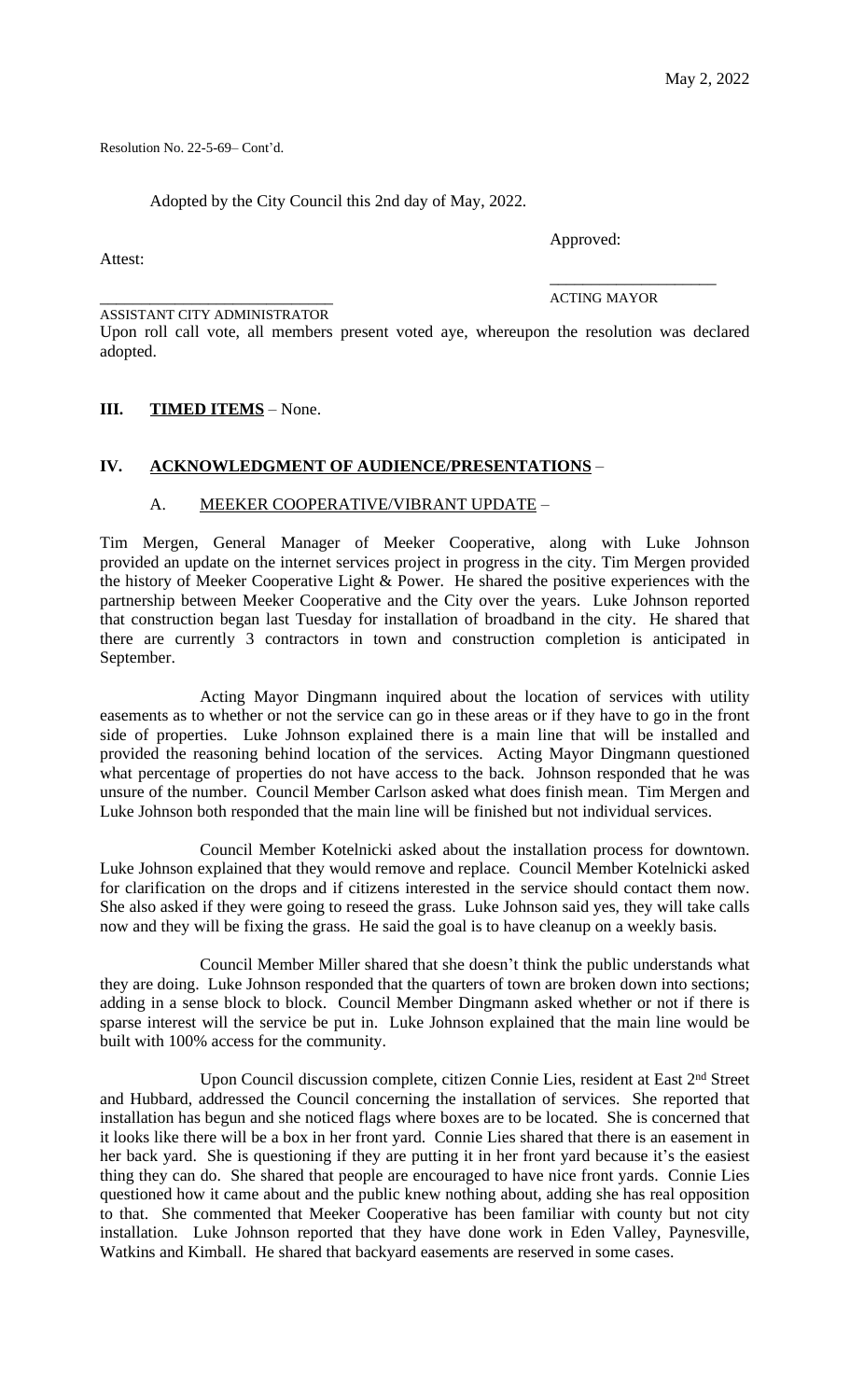Resolution No. 22-5-69– Cont'd.

Adopted by the City Council this 2nd day of May, 2022.

Approved:

Attest:

\_\_\_\_\_\_\_\_\_\_\_\_\_\_\_\_\_\_\_\_\_\_\_\_

ACTING MAYOR

\_\_\_\_\_\_\_\_\_\_\_\_\_\_\_\_\_\_\_\_\_\_\_\_\_\_\_\_\_\_

ASSISTANT CITY ADMINISTRATOR

Upon roll call vote, all members present voted aye, whereupon the resolution was declared adopted.

**III. TIMED ITEMS** – None.

**IV. ACKNOWLEDGMENT OF AUDIENCE/PRESENTATIONS** –

A. MEEKER COOPERATIVE/VIBRANT UPDATE –

Tim Mergen, General Manager of Meeker Cooperative, along with Luke Johnson provided an update on the internet services project in progress in the city. Tim Mergen provided the history of Meeker Cooperative Light & Power. He shared the positive experiences with the partnership between Meeker Cooperative and the City over the years. Luke Johnson reported that construction began last Tuesday for installation of broadband in the city. He shared that there are currently 3 contractors in town and construction completion is anticipated in September.

Acting Mayor Dingmann inquired about the location of services with utility easements as to whether or not the service can go in these areas or if they have to go in the front side of properties. Luke Johnson explained there is a main line that will be installed and provided the reasoning behind location of the services. Acting Mayor Dingmann questioned what percentage of properties do not have access to the back. Johnson responded that he was unsure of the number. Council Member Carlson asked what does finish mean. Tim Mergen and Luke Johnson both responded that the main line will be finished but not individual services.

Council Member Kotelnicki asked about the installation process for downtown. Luke Johnson explained that they would remove and replace. Council Member Kotelnicki asked for clarification on the drops and if citizens interested in the service should contact them now. She also asked if they were going to reseed the grass. Luke Johnson said yes, they will take calls now and they will be fixing the grass. He said the goal is to have cleanup on a weekly basis.

Council Member Miller shared that she doesn't think the public understands what they are doing. Luke Johnson responded that the quarters of town are broken down into sections; adding in a sense block to block. Council Member Dingmann asked whether or not if there is sparse interest will the service be put in. Luke Johnson explained that the main line would be built with 100% access for the community.

Upon Council discussion complete, citizen Connie Lies, resident at East 2nd Street and Hubbard, addressed the Council concerning the installation of services. She reported that installation has begun and she noticed flags where boxes are to be located. She is concerned that it looks like there will be a box in her front yard. Connie Lies shared that there is an easement in her back yard. She is questioning if they are putting it in her front yard because it's the easiest thing they can do. She shared that people are encouraged to have nice front yards. Connie Lies questioned how it came about and the public knew nothing about, adding she has real opposition to that. She commented that Meeker Cooperative has been familiar with county but not city installation. Luke Johnson reported that they have done work in Eden Valley, Paynesville, Watkins and Kimball. He shared that backyard easements are reserved in some cases.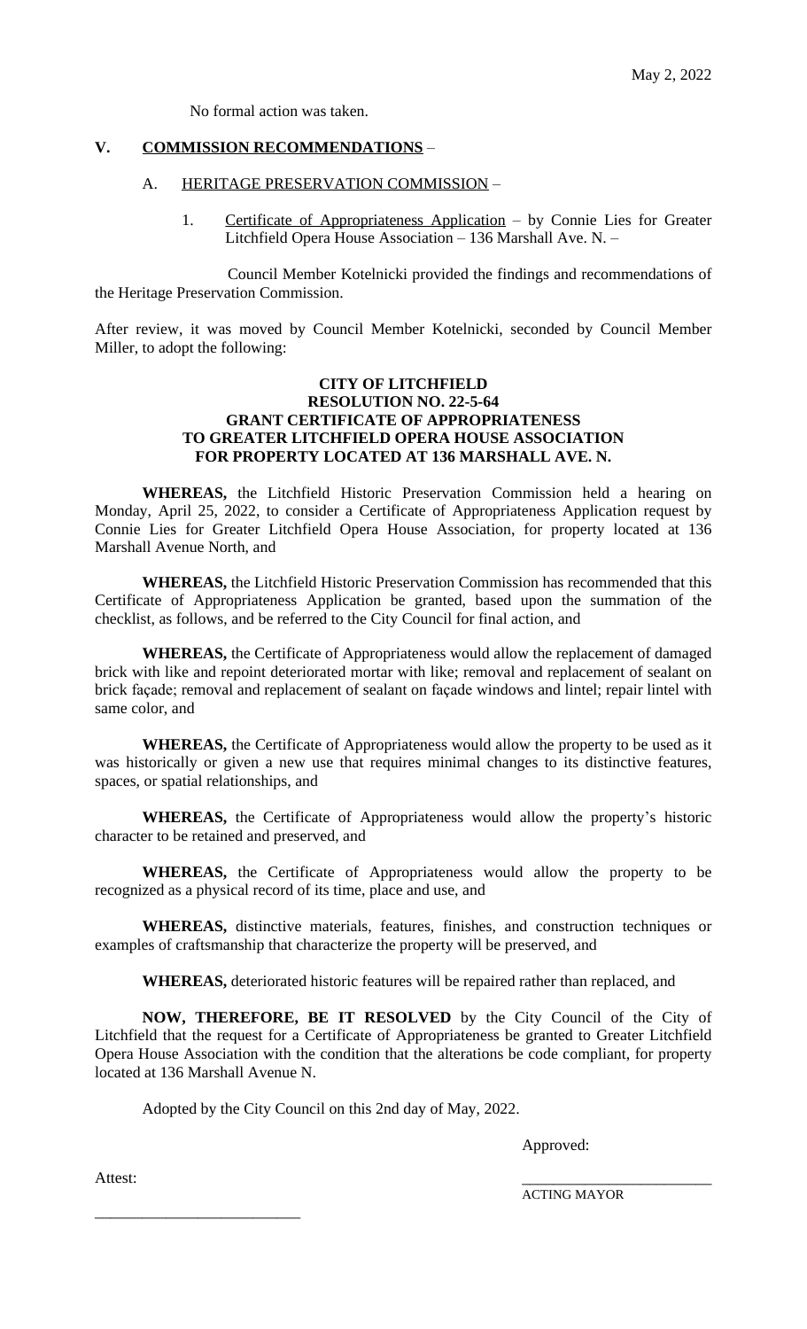No formal action was taken.

## V. COMMISSION RECOMMENDATIONS –

### A. HERITAGE PRESERVATION COMMISSION –

1. Certificate of Appropriateness Application – by Connie Lies for Greater Litchfield Opera House Association – 136 Marshall Ave. N. –

Council Member Kotelnicki provided the findings and recommendations of the Heritage Preservation Commission.

After review, it was moved by Council Member Kotelnicki, seconded by Council Member Miller, to adopt the following:

**CITY OF LITCHFIELD**
**RESOLUTION NO. 22-5-64**
**GRANT CERTIFICATE OF APPROPRIATENESS**
**TO GREATER LITCHFIELD OPERA HOUSE ASSOCIATION**
**FOR PROPERTY LOCATED AT 136 MARSHALL AVE. N.**

**WHEREAS,** the Litchfield Historic Preservation Commission held a hearing on Monday, April 25, 2022, to consider a Certificate of Appropriateness Application request by Connie Lies for Greater Litchfield Opera House Association, for property located at 136 Marshall Avenue North, and

**WHEREAS,** the Litchfield Historic Preservation Commission has recommended that this Certificate of Appropriateness Application be granted, based upon the summation of the checklist, as follows, and be referred to the City Council for final action, and

**WHEREAS,** the Certificate of Appropriateness would allow the replacement of damaged brick with like and repoint deteriorated mortar with like; removal and replacement of sealant on brick façade; removal and replacement of sealant on façade windows and lintel; repair lintel with same color, and

**WHEREAS,** the Certificate of Appropriateness would allow the property to be used as it was historically or given a new use that requires minimal changes to its distinctive features, spaces, or spatial relationships, and

**WHEREAS,** the Certificate of Appropriateness would allow the property's historic character to be retained and preserved, and

**WHEREAS,** the Certificate of Appropriateness would allow the property to be recognized as a physical record of its time, place and use, and

**WHEREAS,** distinctive materials, features, finishes, and construction techniques or examples of craftsmanship that characterize the property will be preserved, and

**WHEREAS,** deteriorated historic features will be repaired rather than replaced, and

**NOW, THEREFORE, BE IT RESOLVED** by the City Council of the City of Litchfield that the request for a Certificate of Appropriateness be granted to Greater Litchfield Opera House Association with the condition that the alterations be code compliant, for property located at 136 Marshall Avenue N.

Adopted by the City Council on this 2nd day of May, 2022.

Approved:

\_\_\_\_\_\_\_\_\_\_\_\_\_\_\_\_\_\_\_\_\_\_\_\_\_
ACTING MAYOR

Attest:

\_\_\_\_\_\_\_\_\_\_\_\_\_\_\_\_\_\_\_\_\_\_\_\_\_\_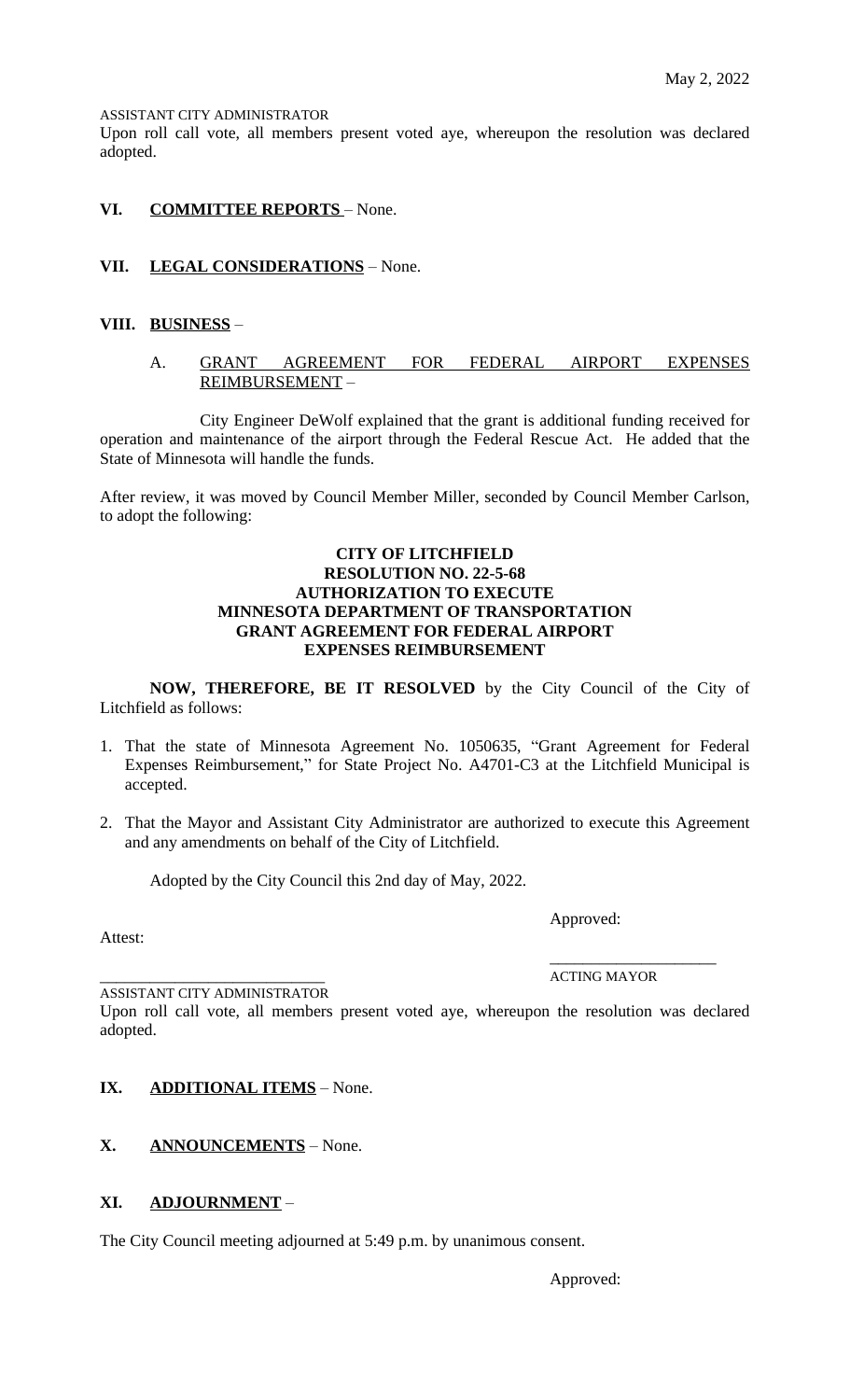ASSISTANT CITY ADMINISTRATOR

Upon roll call vote, all members present voted aye, whereupon the resolution was declared adopted.

## VI. COMMITTEE REPORTS – None.

## VII. LEGAL CONSIDERATIONS – None.

## VIII. BUSINESS –

### A. GRANT AGREEMENT FOR FEDERAL AIRPORT EXPENSES REIMBURSEMENT –

City Engineer DeWolf explained that the grant is additional funding received for operation and maintenance of the airport through the Federal Rescue Act. He added that the State of Minnesota will handle the funds.

After review, it was moved by Council Member Miller, seconded by Council Member Carlson, to adopt the following:

**CITY OF LITCHFIELD**
**RESOLUTION NO. 22-5-68**
**AUTHORIZATION TO EXECUTE**
**MINNESOTA DEPARTMENT OF TRANSPORTATION**
**GRANT AGREEMENT FOR FEDERAL AIRPORT**
**EXPENSES REIMBURSEMENT**

**NOW, THEREFORE, BE IT RESOLVED** by the City Council of the City of Litchfield as follows:

1. That the state of Minnesota Agreement No. 1050635, "Grant Agreement for Federal Expenses Reimbursement," for State Project No. A4701-C3 at the Litchfield Municipal is accepted.
2. That the Mayor and Assistant City Administrator are authorized to execute this Agreement and any amendments on behalf of the City of Litchfield.

Adopted by the City Council this 2nd day of May, 2022.

Approved:

Attest:

____________________
ACTING MAYOR

____________________________
ASSISTANT CITY ADMINISTRATOR

Upon roll call vote, all members present voted aye, whereupon the resolution was declared adopted.

## IX. ADDITIONAL ITEMS – None.

## X. ANNOUNCEMENTS – None.

## XI. ADJOURNMENT –

The City Council meeting adjourned at 5:49 p.m. by unanimous consent.

Approved: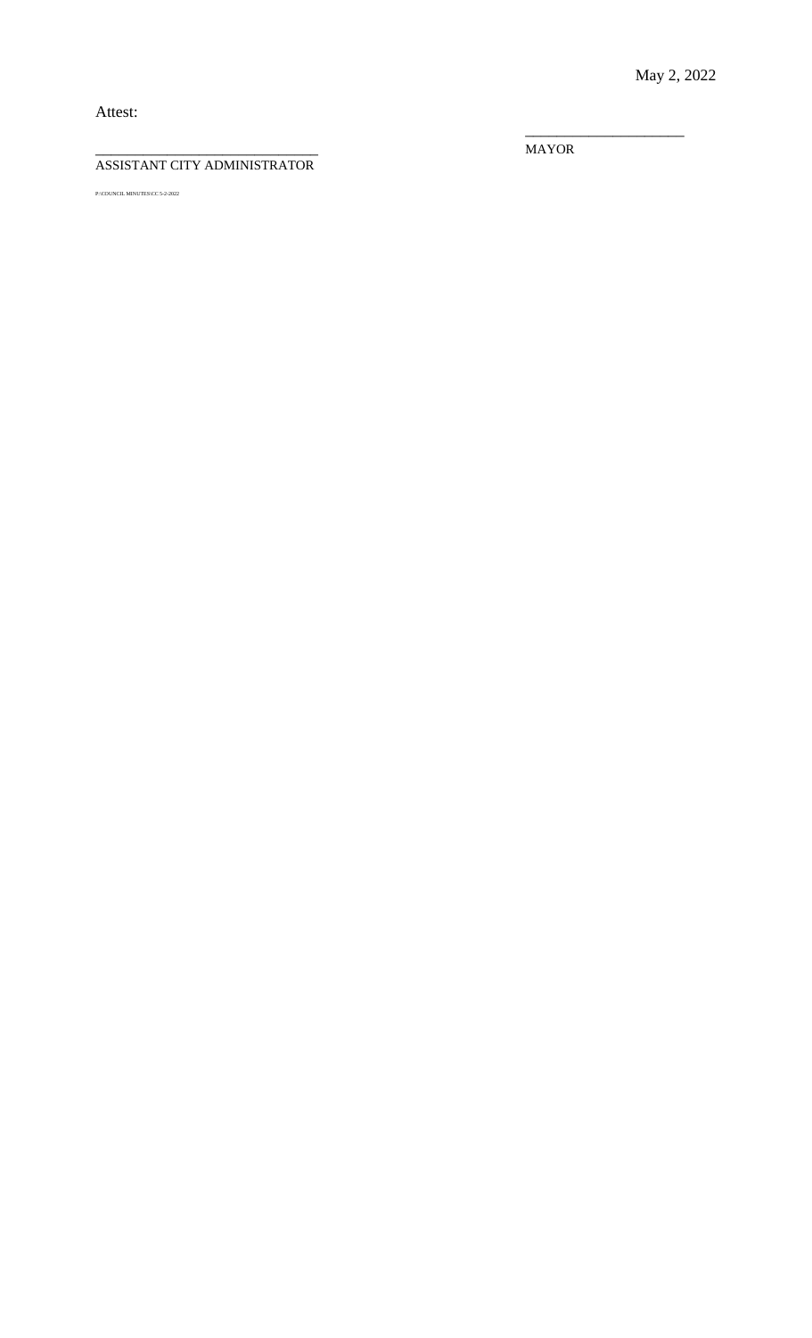Attest:

_____________________________ ASSISTANT CITY ADMINISTRATOR

_____________________ MAYOR

P:\COUNCIL MINUTES\CC 5-2-2022